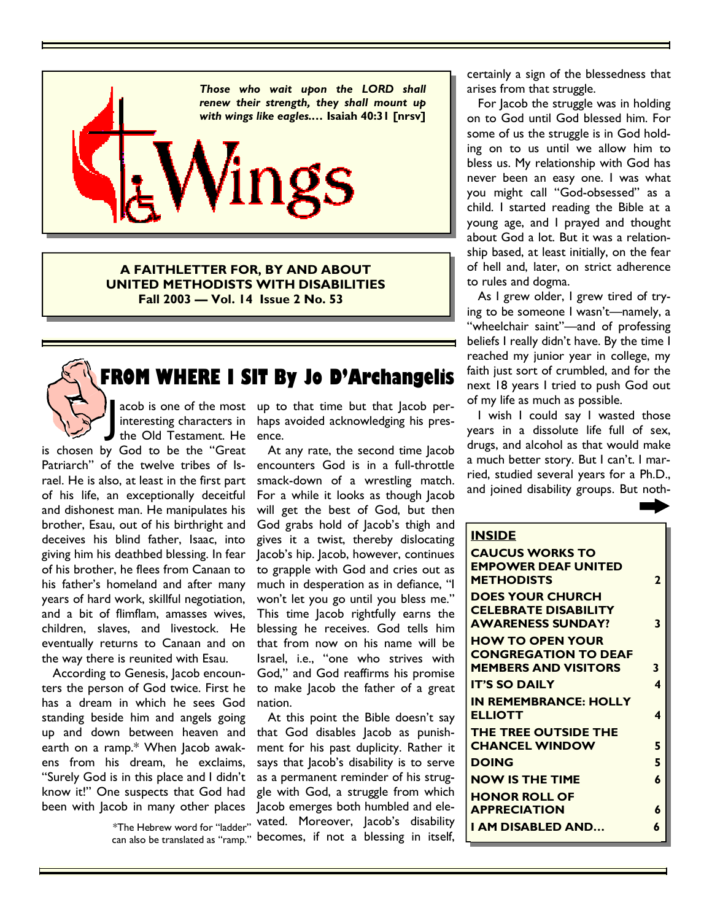*Those who wait upon the LORD shall renew their strength, they shall mount up with wings like eagles.…* **Isaiah 40:31 [nrsv]**

# Wings

**A FAITHLETTER FOR, BY AND ABOUT UNITED METHODISTS WITH DISABILITIES**
**Fall 2003 — Vol. 14 Issue 2 No. 53**

## FROM WHERE I SIT By Jo D'Archangelis

Jacob is one of the most interesting characters in the Old Testament. He is chosen by God to be the "Great Patriarch" of the twelve tribes of Israel. He is also, at least in the first part of his life, an exceptionally deceitful and dishonest man. He manipulates his brother, Esau, out of his birthright and deceives his blind father, Isaac, into giving him his deathbed blessing. In fear of his brother, he flees from Canaan to his father's homeland and after many years of hard work, skillful negotiation, and a bit of flimflam, amasses wives, children, slaves, and livestock. He eventually returns to Canaan and on the way there is reunited with Esau.

According to Genesis, Jacob encounters the person of God twice. First he has a dream in which he sees God standing beside him and angels going up and down between heaven and earth on a ramp.* When Jacob awakens from his dream, he exclaims, "Surely God is in this place and I didn't know it!" One suspects that God had been with Jacob in many other places up to that time but that Jacob perhaps avoided acknowledging his presence.

*The Hebrew word for "ladder" can also be translated as "ramp."

At any rate, the second time Jacob encounters God is in a full-throttle smack-down of a wrestling match. For a while it looks as though Jacob will get the best of God, but then God grabs hold of Jacob's thigh and gives it a twist, thereby dislocating Jacob's hip. Jacob, however, continues to grapple with God and cries out as much in desperation as in defiance, "I won't let you go until you bless me." This time Jacob rightfully earns the blessing he receives. God tells him that from now on his name will be Israel, i.e., "one who strives with God," and God reaffirms his promise to make Jacob the father of a great nation.

At this point the Bible doesn't say that God disables Jacob as punishment for his past duplicity. Rather it says that Jacob's disability is to serve as a permanent reminder of his struggle with God, a struggle from which Jacob emerges both humbled and elevated. Moreover, Jacob's disability becomes, if not a blessing in itself, certainly a sign of the blessedness that arises from that struggle.

For Jacob the struggle was in holding on to God until God blessed him. For some of us the struggle is in God holding on to us until we allow him to bless us. My relationship with God has never been an easy one. I was what you might call "God-obsessed" as a child. I started reading the Bible at a young age, and I prayed and thought about God a lot. But it was a relationship based, at least initially, on the fear of hell and, later, on strict adherence to rules and dogma.

As I grew older, I grew tired of trying to be someone I wasn't—namely, a "wheelchair saint"—and of professing beliefs I really didn't have. By the time I reached my junior year in college, my faith just sort of crumbled, and for the next 18 years I tried to push God out of my life as much as possible.

I wish I could say I wasted those years in a dissolute life full of sex, drugs, and alcohol as that would make a much better story. But I can't. I married, studied several years for a Ph.D., and joined disability groups. But noth-

### INSIDE

| | |
|---|---|
| **CAUCUS WORKS TO EMPOWER DEAF UNITED METHODISTS** | **2** |
| **DOES YOUR CHURCH CELEBRATE DISABILITY AWARENESS SUNDAY?** | **3** |
| **HOW TO OPEN YOUR CONGREGATION TO DEAF MEMBERS AND VISITORS** | **3** |
| **IT'S SO DAILY** | **4** |
| **IN REMEMBRANCE: HOLLY ELLIOTT** | **4** |
| **THE TREE OUTSIDE THE CHANCEL WINDOW** | **5** |
| **DOING** | **5** |
| **NOW IS THE TIME** | **6** |
| **HONOR ROLL OF APPRECIATION** | **6** |
| **I AM DISABLED AND…** | **6** |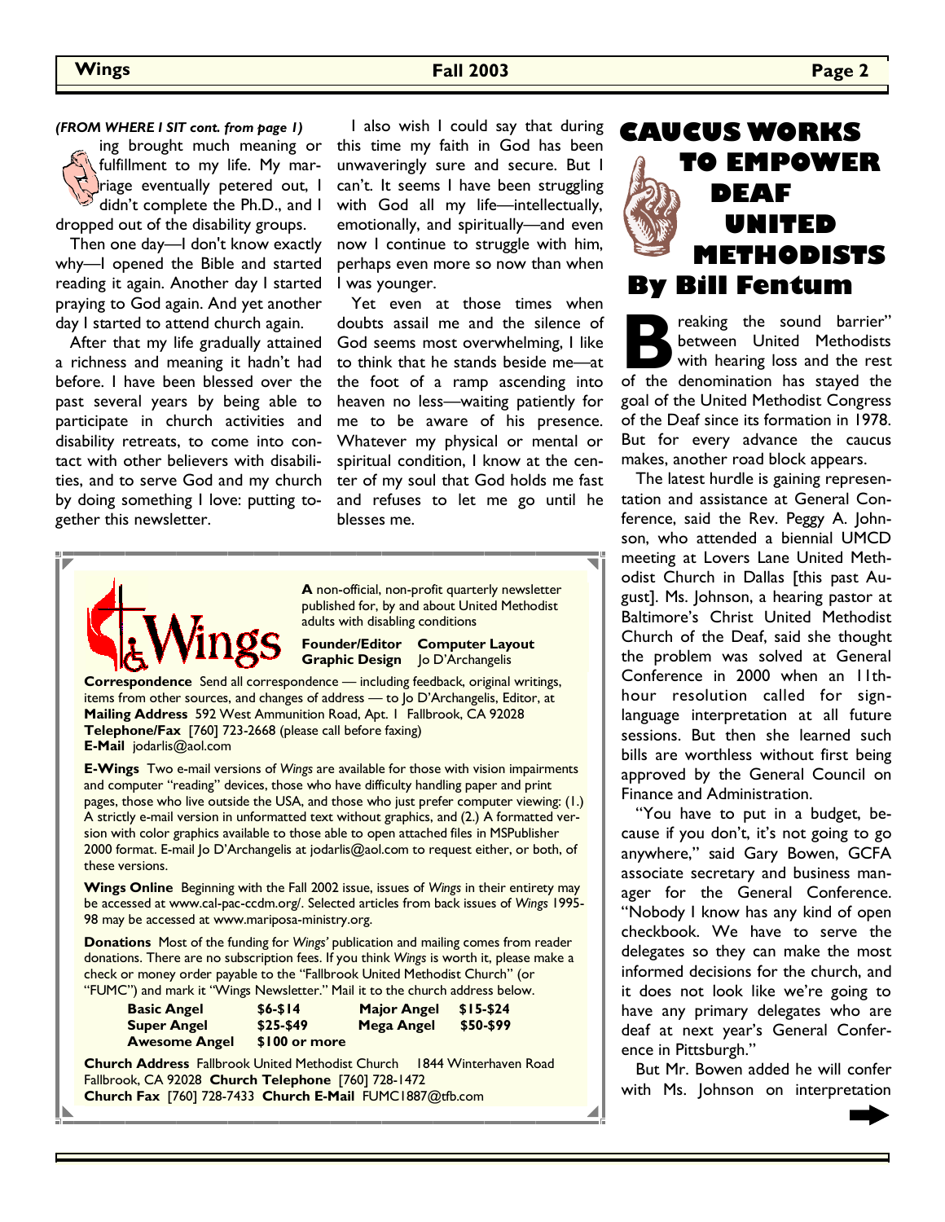*(FROM WHERE I SIT cont. from page 1)*

ing brought much meaning or fulfillment to my life. My marriage eventually petered out, I didn't complete the Ph.D., and I dropped out of the disability groups.

Then one day—I don't know exactly why—I opened the Bible and started reading it again. Another day I started praying to God again. And yet another day I started to attend church again.

After that my life gradually attained a richness and meaning it hadn't had before. I have been blessed over the past several years by being able to participate in church activities and disability retreats, to come into contact with other believers with disabilities, and to serve God and my church by doing something I love: putting together this newsletter.

I also wish I could say that during this time my faith in God has been unwaveringly sure and secure. But I can't. It seems I have been struggling with God all my life—intellectually, emotionally, and spiritually—and even now I continue to struggle with him, perhaps even more so now than when I was younger.

Yet even at those times when doubts assail me and the silence of God seems most overwhelming, I like to think that he stands beside me—at the foot of a ramp ascending into heaven no less—waiting patiently for me to be aware of his presence. Whatever my physical or mental or spiritual condition, I know at the center of my soul that God holds me fast and refuses to let me go until he blesses me.

---

**Wings**

**A** non-official, non-profit quarterly newsletter published for, by and about United Methodist adults with disabling conditions

**Founder/Editor Computer Layout Graphic Design** Jo D'Archangelis

**Correspondence** Send all correspondence — including feedback, original writings, items from other sources, and changes of address — to Jo D'Archangelis, Editor, at
**Mailing Address** 592 West Ammunition Road, Apt. 1 Fallbrook, CA 92028
**Telephone/Fax** [760] 723-2668 (please call before faxing)
**E-Mail** jodarlis@aol.com

**E-Wings** Two e-mail versions of *Wings* are available for those with vision impairments and computer "reading" devices, those who have difficulty handling paper and print pages, those who live outside the USA, and those who just prefer computer viewing: (1.) A strictly e-mail version in unformatted text without graphics, and (2.) A formatted version with color graphics available to those able to open attached files in MSPublisher 2000 format. E-mail Jo D'Archangelis at jodarlis@aol.com to request either, or both, of these versions.

**Wings Online** Beginning with the Fall 2002 issue, issues of *Wings* in their entirety may be accessed at www.cal-pac-ccdm.org/. Selected articles from back issues of *Wings* 1995-98 may be accessed at www.mariposa-ministry.org.

**Donations** Most of the funding for *Wings'* publication and mailing comes from reader donations. There are no subscription fees. If you think *Wings* is worth it, please make a check or money order payable to the "Fallbrook United Methodist Church" (or "FUMC") and mark it "Wings Newsletter." Mail it to the church address below.

| | | | |
|---|---|---|---|
| **Basic Angel** | **$6-$14** | **Major Angel** | **$15-$24** |
| **Super Angel** | **$25-$49** | **Mega Angel** | **$50-$99** |
| **Awesome Angel** | **$100 or more** | | |

**Church Address** Fallbrook United Methodist Church 1844 Winterhaven Road Fallbrook, CA 92028 **Church Telephone** [760] 728-1472
**Church Fax** [760] 728-7433 **Church E-Mail** FUMC1887@tfb.com

---

# CAUCUS WORKS TO EMPOWER DEAF UNITED METHODISTS

## By Bill Fentum

"Breaking the sound barrier" between United Methodists with hearing loss and the rest of the denomination has stayed the goal of the United Methodist Congress of the Deaf since its formation in 1978. But for every advance the caucus makes, another road block appears.

The latest hurdle is gaining representation and assistance at General Conference, said the Rev. Peggy A. Johnson, who attended a biennial UMCD meeting at Lovers Lane United Methodist Church in Dallas [this past August]. Ms. Johnson, a hearing pastor at Baltimore's Christ United Methodist Church of the Deaf, said she thought the problem was solved at General Conference in 2000 when an 11th-hour resolution called for sign-language interpretation at all future sessions. But then she learned such bills are worthless without first being approved by the General Council on Finance and Administration.

"You have to put in a budget, because if you don't, it's not going to go anywhere," said Gary Bowen, GCFA associate secretary and business manager for the General Conference. "Nobody I know has any kind of open checkbook. We have to serve the delegates so they can make the most informed decisions for the church, and it does not look like we're going to have any primary delegates who are deaf at next year's General Conference in Pittsburgh."

But Mr. Bowen added he will confer with Ms. Johnson on interpretation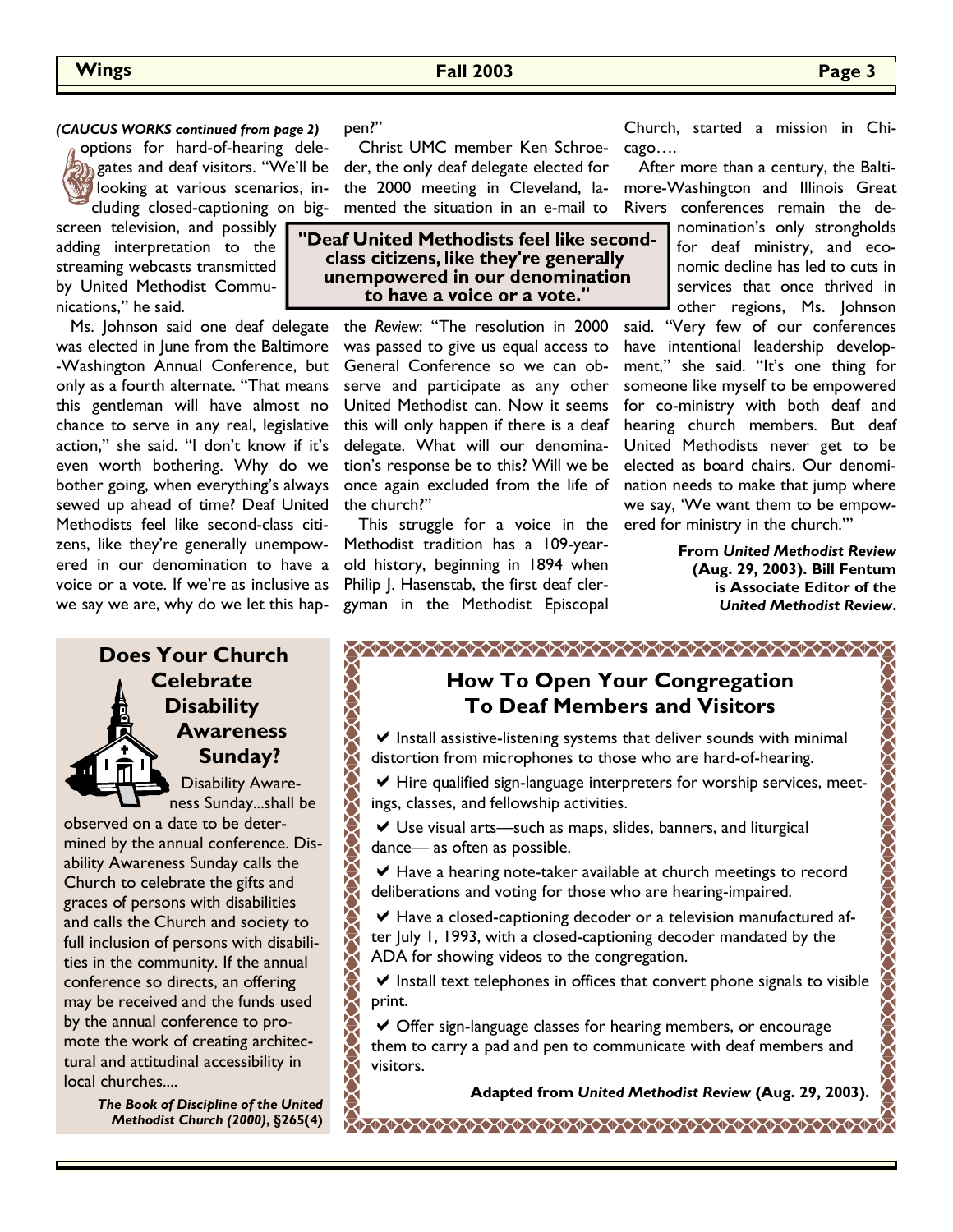*(CAUCUS WORKS continued from page 2)*

options for hard-of-hearing delegates and deaf visitors. "We'll be looking at various scenarios, including closed-captioning on big-screen television, and possibly adding interpretation to the streaming webcasts transmitted by United Methodist Communications," he said.

Ms. Johnson said one deaf delegate was elected in June from the Baltimore-Washington Annual Conference, but only as a fourth alternate. "That means this gentleman will have almost no chance to serve in any real, legislative action," she said. "I don't know if it's even worth bothering. Why do we bother going, when everything's always sewed up ahead of time? Deaf United Methodists feel like second-class citizens, like they're generally unempowered in our denomination to have a voice or a vote. If we're as inclusive as we say we are, why do we let this happen?"

Christ UMC member Ken Schroeder, the only deaf delegate elected for the 2000 meeting in Cleveland, lamented the situation in an e-mail to the *Review*: "The resolution in 2000 was passed to give us equal access to General Conference so we can observe and participate as any other United Methodist can. Now it seems this will only happen if there is a deaf delegate. What will our denomination's response be to this? Will we be once again excluded from the life of the church?"

> **"Deaf United Methodists feel like second-class citizens, like they're generally unempowered in our denomination to have a voice or a vote."**

This struggle for a voice in the Methodist tradition has a 109-year-old history, beginning in 1894 when Philip J. Hasenstab, the first deaf clergyman in the Methodist Episcopal Church, started a mission in Chicago….

After more than a century, the Baltimore-Washington and Illinois Great Rivers conferences remain the denomination's only strongholds for deaf ministry, and economic decline has led to cuts in services that once thrived in other regions, Ms. Johnson said. "Very few of our conferences have intentional leadership development," she said. "It's one thing for someone like myself to be empowered for co-ministry with both deaf and hearing church members. But deaf United Methodists never get to be elected as board chairs. Our denomination needs to make that jump where we say, 'We want them to be empowered for ministry in the church.'"

**From *United Methodist Review* (Aug. 29, 2003). Bill Fentum is Associate Editor of the *United Methodist Review*.**

## Does Your Church Celebrate Disability Awareness Sunday?

Disability Awareness Sunday...shall be observed on a date to be determined by the annual conference. Disability Awareness Sunday calls the Church to celebrate the gifts and graces of persons with disabilities and calls the Church and society to full inclusion of persons with disabilities in the community. If the annual conference so directs, an offering may be received and the funds used by the annual conference to promote the work of creating architectural and attitudinal accessibility in local churches....

***The Book of Discipline of the United Methodist Church (2000)*, §265(4)**

## How To Open Your Congregation To Deaf Members and Visitors

- ✔ Install assistive-listening systems that deliver sounds with minimal distortion from microphones to those who are hard-of-hearing.
- ✔ Hire qualified sign-language interpreters for worship services, meetings, classes, and fellowship activities.
- ✔ Use visual arts—such as maps, slides, banners, and liturgical dance— as often as possible.
- ✔ Have a hearing note-taker available at church meetings to record deliberations and voting for those who are hearing-impaired.
- ✔ Have a closed-captioning decoder or a television manufactured after July 1, 1993, with a closed-captioning decoder mandated by the ADA for showing videos to the congregation.
- ✔ Install text telephones in offices that convert phone signals to visible print.
- ✔ Offer sign-language classes for hearing members, or encourage them to carry a pad and pen to communicate with deaf members and visitors.

**Adapted from *United Methodist Review* (Aug. 29, 2003).**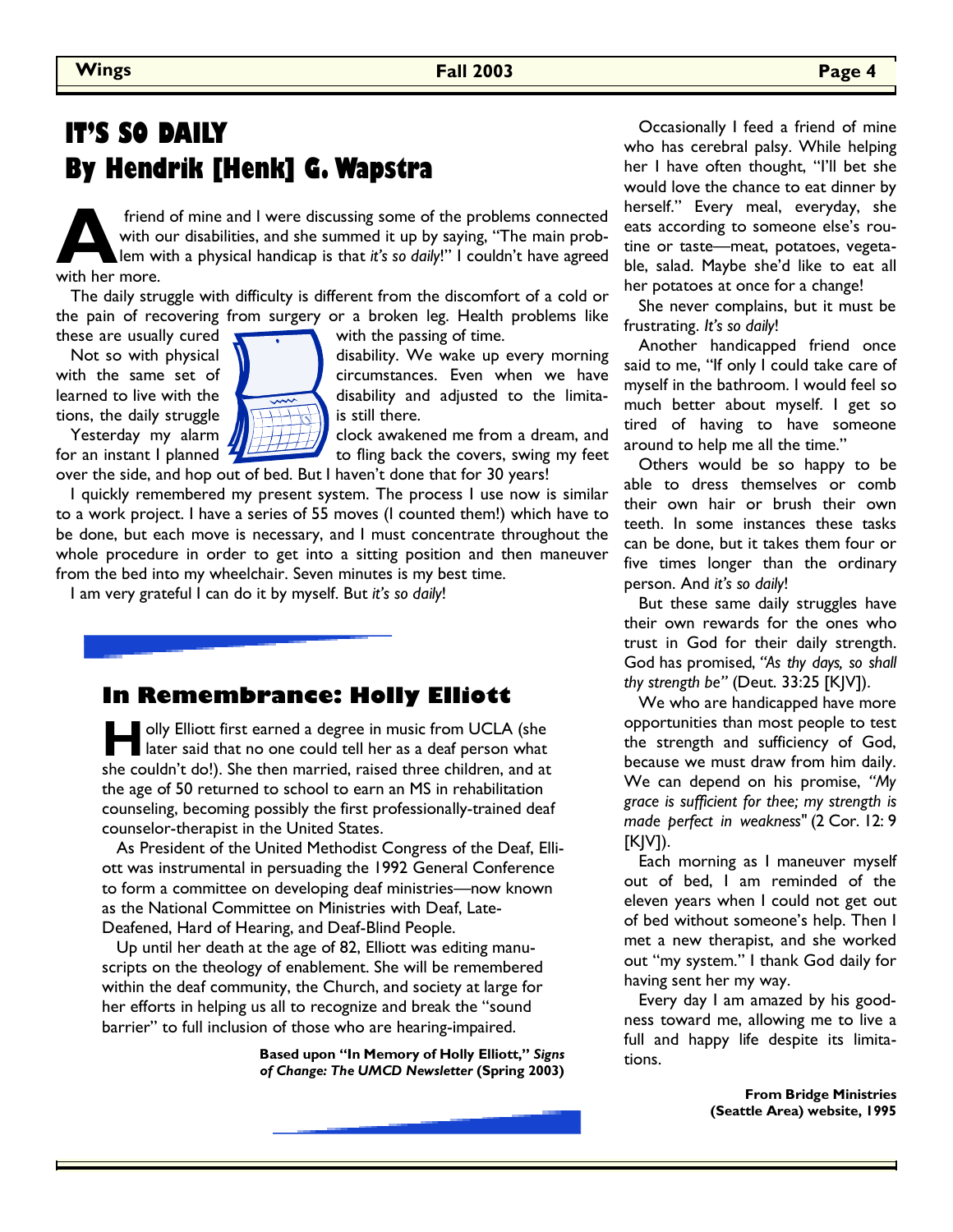# IT'S SO DAILY
## By Hendrik [Henk] G. Wapstra

A friend of mine and I were discussing some of the problems connected with our disabilities, and she summed it up by saying, "The main problem with a physical handicap is that *it's so daily*!" I couldn't have agreed with her more.

The daily struggle with difficulty is different from the discomfort of a cold or the pain of recovering from surgery or a broken leg. Health problems like these are usually cured with the passing of time.

Not so with physical disability. We wake up every morning with the same set of circumstances. Even when we have learned to live with the disability and adjusted to the limitations, the daily struggle is still there.

Yesterday my alarm clock awakened me from a dream, and for an instant I planned to fling back the covers, swing my feet over the side, and hop out of bed. But I haven't done that for 30 years!

I quickly remembered my present system. The process I use now is similar to a work project. I have a series of 55 moves (I counted them!) which have to be done, but each move is necessary, and I must concentrate throughout the whole procedure in order to get into a sitting position and then maneuver from the bed into my wheelchair. Seven minutes is my best time.

I am very grateful I can do it by myself. But *it's so daily*!

Occasionally I feed a friend of mine who has cerebral palsy. While helping her I have often thought, "I'll bet she would love the chance to eat dinner by herself." Every meal, everyday, she eats according to someone else's routine or taste—meat, potatoes, vegetable, salad. Maybe she'd like to eat all her potatoes at once for a change!

She never complains, but it must be frustrating. *It's so daily*!

Another handicapped friend once said to me, "If only I could take care of myself in the bathroom. I would feel so much better about myself. I get so tired of having to have someone around to help me all the time."

Others would be so happy to be able to dress themselves or comb their own hair or brush their own teeth. In some instances these tasks can be done, but it takes them four or five times longer than the ordinary person. And *it's so daily*!

But these same daily struggles have their own rewards for the ones who trust in God for their daily strength. God has promised, *"As thy days, so shall thy strength be"* (Deut. 33:25 [KJV]).

We who are handicapped have more opportunities than most people to test the strength and sufficiency of God, because we must draw from him daily. We can depend on his promise, *"My grace is sufficient for thee; my strength is made perfect in weakness"* (2 Cor. 12: 9 [KJV]).

Each morning as I maneuver myself out of bed, I am reminded of the eleven years when I could not get out of bed without someone's help. Then I met a new therapist, and she worked out "my system." I thank God daily for having sent her my way.

Every day I am amazed by his goodness toward me, allowing me to live a full and happy life despite its limitations.

**From Bridge Ministries (Seattle Area) website, 1995**

## In Remembrance: Holly Elliott

Holly Elliott first earned a degree in music from UCLA (she later said that no one could tell her as a deaf person what she couldn't do!). She then married, raised three children, and at the age of 50 returned to school to earn an MS in rehabilitation counseling, becoming possibly the first professionally-trained deaf counselor-therapist in the United States.

As President of the United Methodist Congress of the Deaf, Elliott was instrumental in persuading the 1992 General Conference to form a committee on developing deaf ministries—now known as the National Committee on Ministries with Deaf, Late-Deafened, Hard of Hearing, and Deaf-Blind People.

Up until her death at the age of 82, Elliott was editing manuscripts on the theology of enablement. She will be remembered within the deaf community, the Church, and society at large for her efforts in helping us all to recognize and break the "sound barrier" to full inclusion of those who are hearing-impaired.

**Based upon "In Memory of Holly Elliott," *Signs of Change: The UMCD Newsletter* (Spring 2003)**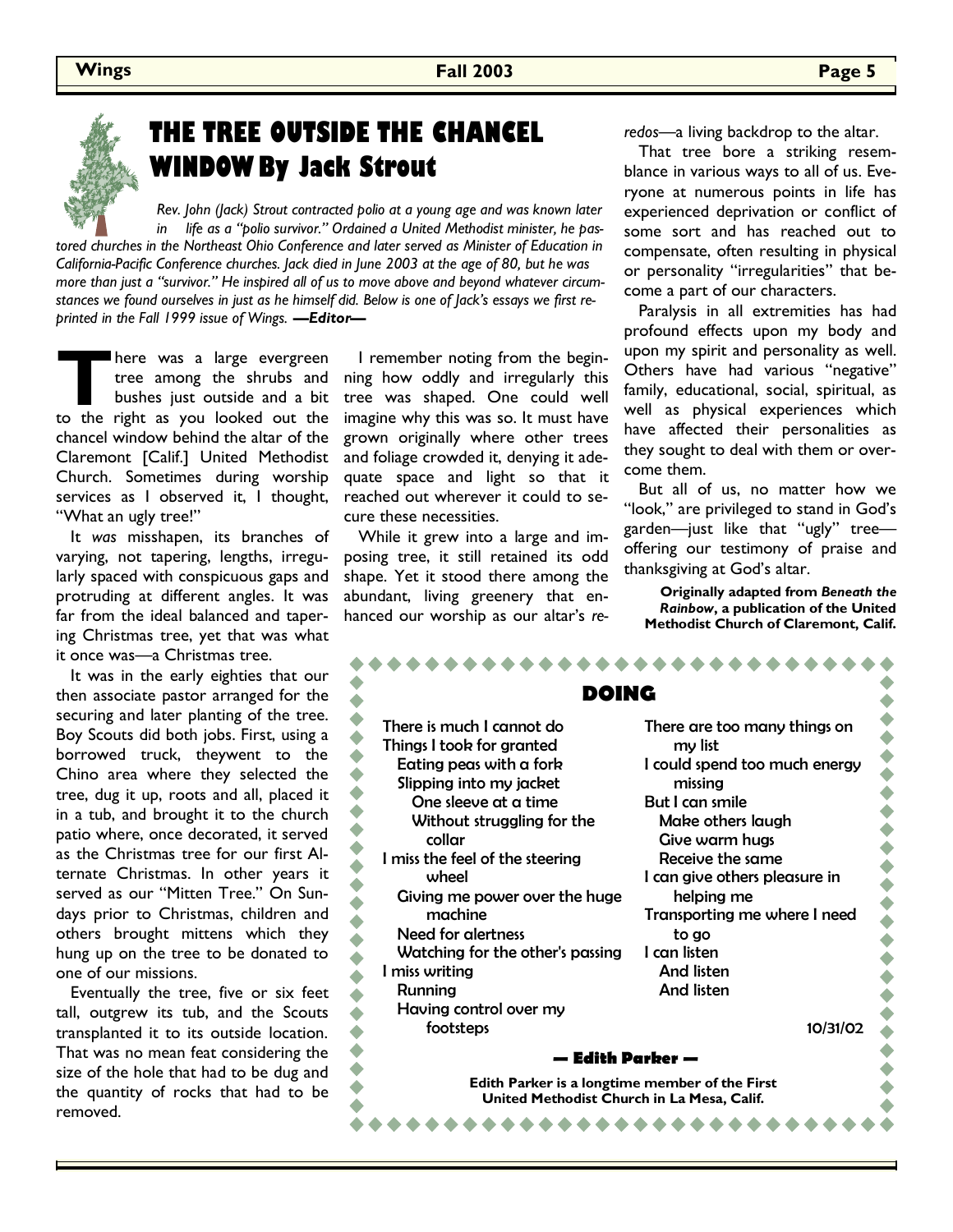# THE TREE OUTSIDE THE CHANCEL WINDOW By Jack Strout

*Rev. John (Jack) Strout contracted polio at a young age and was known later in life as a "polio survivor." Ordained a United Methodist minister, he pastored churches in the Northeast Ohio Conference and later served as Minister of Education in California-Pacific Conference churches. Jack died in June 2003 at the age of 80, but he was more than just a "survivor." He inspired all of us to move above and beyond whatever circumstances we found ourselves in just as he himself did. Below is one of Jack's essays we first reprinted in the Fall 1999 issue of Wings.* ***—Editor—***

There was a large evergreen tree among the shrubs and bushes just outside and a bit to the right as you looked out the chancel window behind the altar of the Claremont [Calif.] United Methodist Church. Sometimes during worship services as I observed it, I thought, "What an ugly tree!"

It *was* misshapen, its branches of varying, not tapering, lengths, irregularly spaced with conspicuous gaps and protruding at different angles. It was far from the ideal balanced and tapering Christmas tree, yet that was what it once was—a Christmas tree.

It was in the early eighties that our then associate pastor arranged for the securing and later planting of the tree. Boy Scouts did both jobs. First, using a borrowed truck, theywent to the Chino area where they selected the tree, dug it up, roots and all, placed it in a tub, and brought it to the church patio where, once decorated, it served as the Christmas tree for our first Alternate Christmas. In other years it served as our "Mitten Tree." On Sundays prior to Christmas, children and others brought mittens which they hung up on the tree to be donated to one of our missions.

Eventually the tree, five or six feet tall, outgrew its tub, and the Scouts transplanted it to its outside location. That was no mean feat considering the size of the hole that had to be dug and the quantity of rocks that had to be removed.

I remember noting from the beginning how oddly and irregularly this tree was shaped. One could well imagine why this was so. It must have grown originally where other trees and foliage crowded it, denying it adequate space and light so that it reached out wherever it could to secure these necessities.

While it grew into a large and imposing tree, it still retained its odd shape. Yet it stood there among the abundant, living greenery that enhanced our worship as our altar's *reredos*—a living backdrop to the altar.

That tree bore a striking resemblance in various ways to all of us. Everyone at numerous points in life has experienced deprivation or conflict of some sort and has reached out to compensate, often resulting in physical or personality "irregularities" that become a part of our characters.

Paralysis in all extremities has had profound effects upon my body and upon my spirit and personality as well. Others have had various "negative" family, educational, social, spiritual, as well as physical experiences which have affected their personalities as they sought to deal with them or overcome them.

But all of us, no matter how we "look," are privileged to stand in God's garden—just like that "ugly" tree—offering our testimony of praise and thanksgiving at God's altar.

**Originally adapted from *Beneath the Rainbow*, a publication of the United Methodist Church of Claremont, Calif.**

## DOING

There is much I cannot do
Things I took for granted
  Eating peas with a fork
  Slipping into my jacket
    One sleeve at a time
    Without struggling for the collar
I miss the feel of the steering wheel
  Giving me power over the huge machine
  Need for alertness
  Watching for the other's passing
I miss writing
  Running
  Having control over my footsteps

There are too many things on my list
I could spend too much energy missing
But I can smile
  Make others laugh
  Give warm hugs
  Receive the same
I can give others pleasure in helping me
Transporting me where I need to go
I can listen
  And listen
  And listen

10/31/02

**— Edith Parker —**

**Edith Parker is a longtime member of the First United Methodist Church in La Mesa, Calif.**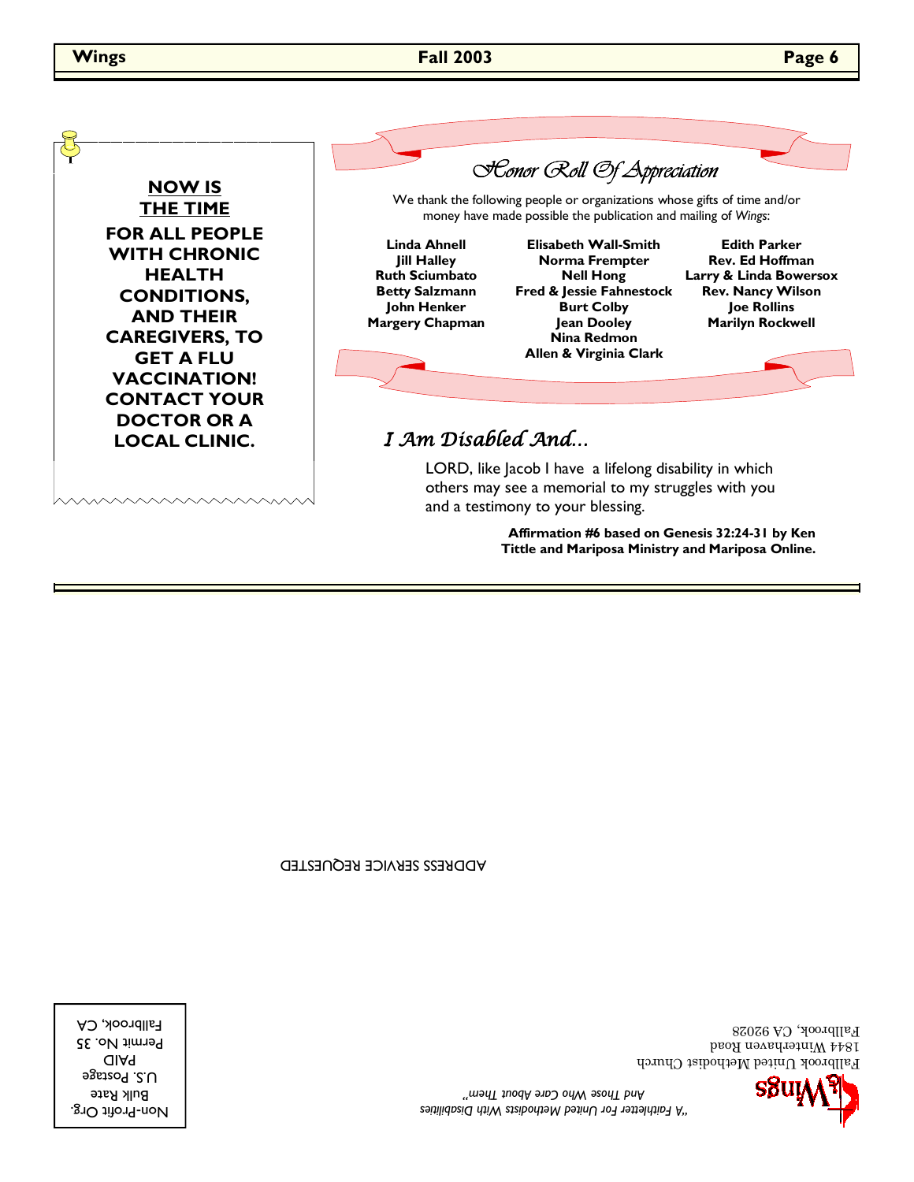**NOW IS THE TIME**

**FOR ALL PEOPLE WITH CHRONIC HEALTH CONDITIONS, AND THEIR CAREGIVERS, TO GET A FLU VACCINATION! CONTACT YOUR DOCTOR OR A LOCAL CLINIC.**

## *Honor Roll Of Appreciation*

We thank the following people or organizations whose gifts of time and/or money have made possible the publication and mailing of *Wings*:

**Linda Ahnell**
**Jill Halley**
**Ruth Sciumbato**
**Betty Salzmann**
**John Henker**
**Margery Chapman**
**Elisabeth Wall-Smith**
**Norma Frempter**
**Nell Hong**
**Fred & Jessie Fahnestock**
**Burt Colby**
**Jean Dooley**
**Nina Redmon**
**Allen & Virginia Clark**
**Edith Parker**
**Rev. Ed Hoffman**
**Larry & Linda Bowersox**
**Rev. Nancy Wilson**
**Joe Rollins**
**Marilyn Rockwell**

## *I Am Disabled And…*

LORD, like Jacob I have a lifelong disability in which others may see a memorial to my struggles with you and a testimony to your blessing.

**Affirmation #6 based on Genesis 32:24-31 by Ken Tittle and Mariposa Ministry and Mariposa Online.**

ADDRESS SERVICE REQUESTED

Wings

*"A Faithletter For United Methodists With Disabilities And Those Who Care About Them"*

Fallbrook United Methodist Church
1844 Winterhaven Road
Fallbrook, CA 92028

Non-Profit Org.
Bulk Rate
U.S. Postage
PAID
Permit No. 35
Fallbrook, CA